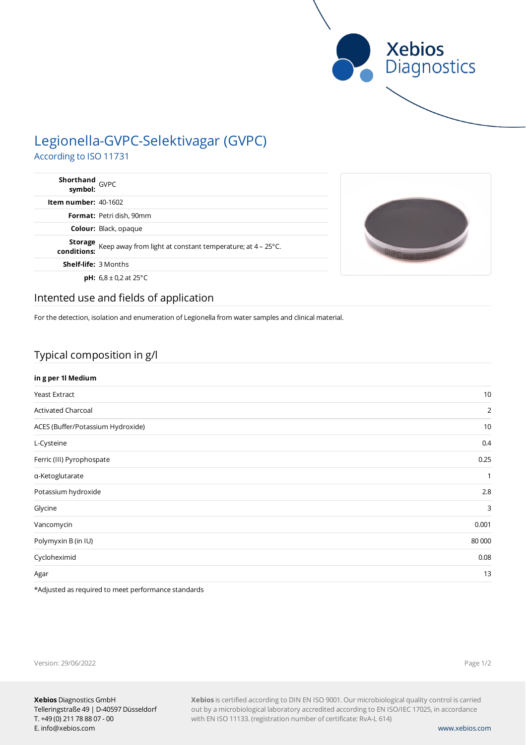# Legionella-GVPC-Selektivagar (GVPC)

## According to ISO 11731

| | |
|---|---|
| **Shorthand symbol:** | GVPC |
| **Item number:** | 40-1602 |
| **Format:** | Petri dish, 90mm |
| **Colour:** | Black, opaque |
| **Storage conditions:** | Keep away from light at constant temperature; at 4 – 25°C. |
| **Shelf-life:** | 3 Months |
| **pH:** | 6,8 ± 0,2 at 25°C |

## Intented use and fields of application

For the detection, isolation and enumeration of Legionella from water samples and clinical material.

## Typical composition in g/l

| in g per 1l Medium | |
|---|---|
| Yeast Extract | 10 |
| Activated Charcoal | 2 |
| ACES (Buffer/Potassium Hydroxide) | 10 |
| L-Cysteine | 0.4 |
| Ferric (III) Pyrophospate | 0.25 |
| α-Ketoglutarate | 1 |
| Potassium hydroxide | 2.8 |
| Glycine | 3 |
| Vancomycin | 0.001 |
| Polymyxin B (in IU) | 80 000 |
| Cycloheximid | 0.08 |
| Agar | 13 |

*Adjusted as required to meet performance standards

Version: 29/06/2022

**Xebios** Diagnostics GmbH
Telleringstraße 49 | D-40597 Düsseldorf
T. +49 (0) 211 78 88 07 - 00
E. info@xebios.com

**Xebios** is certified according to DIN EN ISO 9001. Our microbiological quality control is carried out by a microbiological laboratory accredited according to EN ISO/IEC 17025, in accordance with EN ISO 11133. (registration number of certificate: RvA-L 614)

www.xebios.com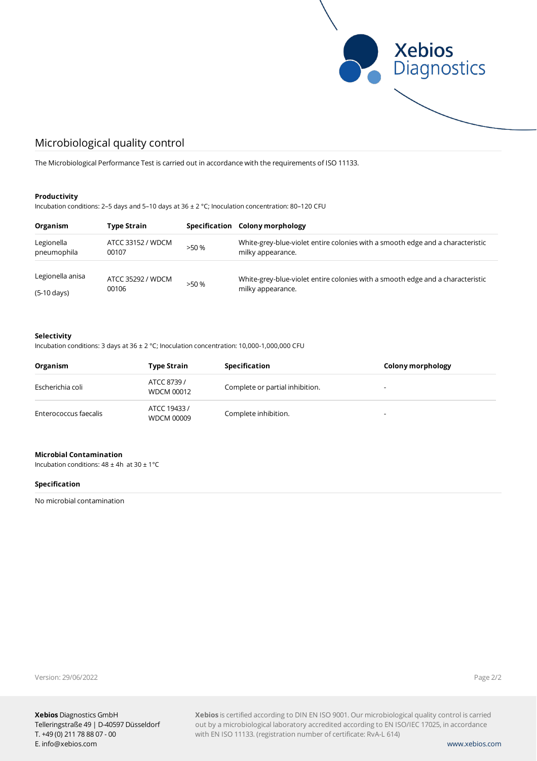## Microbiological quality control

The Microbiological Performance Test is carried out in accordance with the requirements of ISO 11133.

### Productivity

Incubation conditions: 2–5 days and 5–10 days at 36 ± 2 °C; Inoculation concentration: 80–120 CFU

| Organism | Type Strain | Specification | Colony morphology |
|---|---|---|---|
| Legionella pneumophila | ATCC 33152 / WDCM 00107 | >50 % | White-grey-blue-violet entire colonies with a smooth edge and a characteristic milky appearance. |
| Legionella anisa (5-10 days) | ATCC 35292 / WDCM 00106 | >50 % | White-grey-blue-violet entire colonies with a smooth edge and a characteristic milky appearance. |

### Selectivity

Incubation conditions: 3 days at 36 ± 2 °C; Inoculation concentration: 10,000-1,000,000 CFU

| Organism | Type Strain | Specification | Colony morphology |
|---|---|---|---|
| Escherichia coli | ATCC 8739 / WDCM 00012 | Complete or partial inhibition. | - |
| Enterococcus faecalis | ATCC 19433 / WDCM 00009 | Complete inhibition. | - |

### Microbial Contamination

Incubation conditions: 48 ± 4h at 30 ± 1°C

### Specification

No microbial contamination

Version: 29/06/2022

**Xebios** Diagnostics GmbH
Telleringstraße 49 | D-40597 Düsseldorf
T. +49 (0) 211 78 88 07 - 00
E. info@xebios.com

**Xebios** is certified according to DIN EN ISO 9001. Our microbiological quality control is carried out by a microbiological laboratory accredited according to EN ISO/IEC 17025, in accordance with EN ISO 11133. (registration number of certificate: RvA-L 614)

www.xebios.com